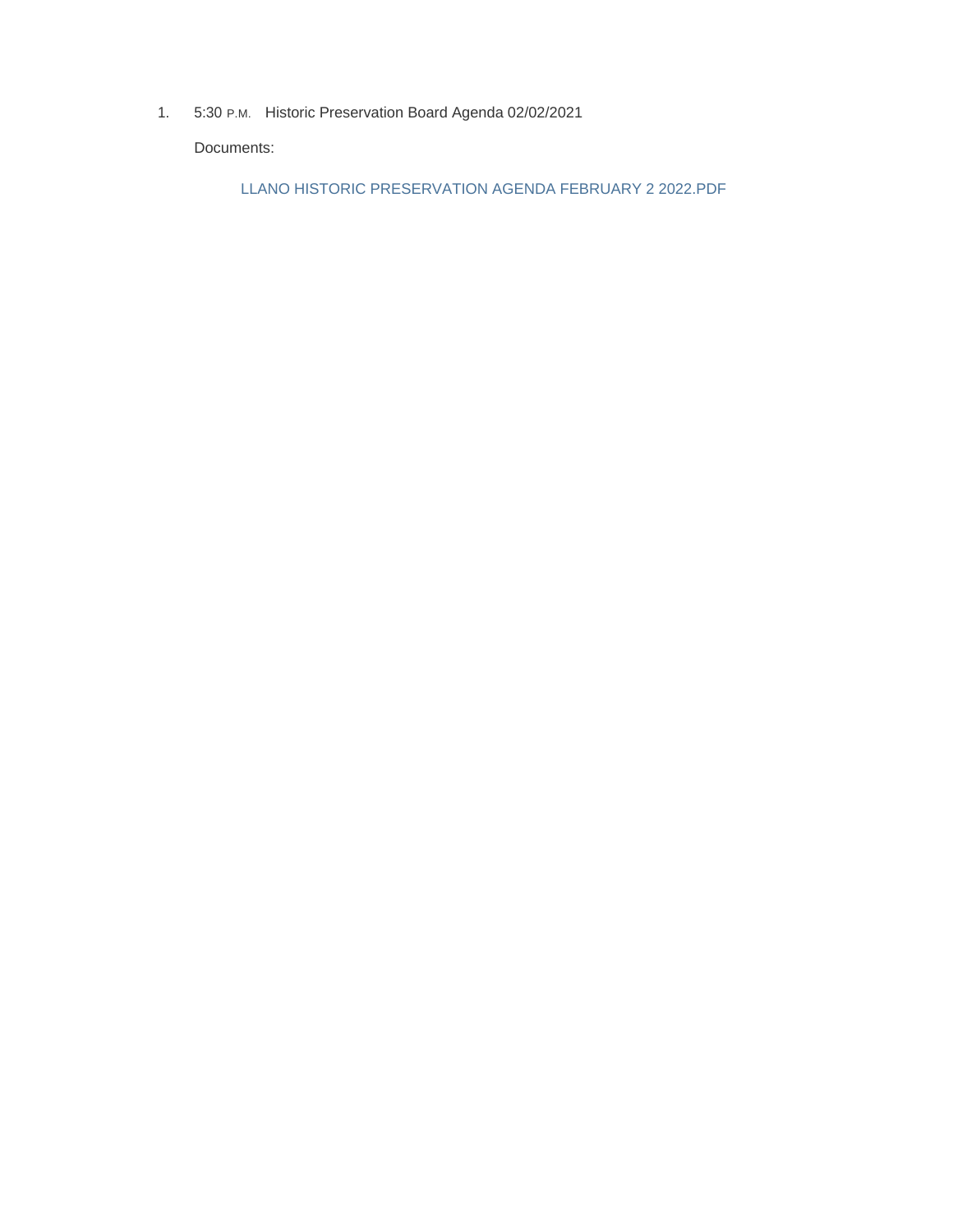1. 5:30 P.M. Historic Preservation Board Agenda 02/02/2021

   Documents:

   LLANO HISTORIC PRESERVATION AGENDA FEBRUARY 2 2022.PDF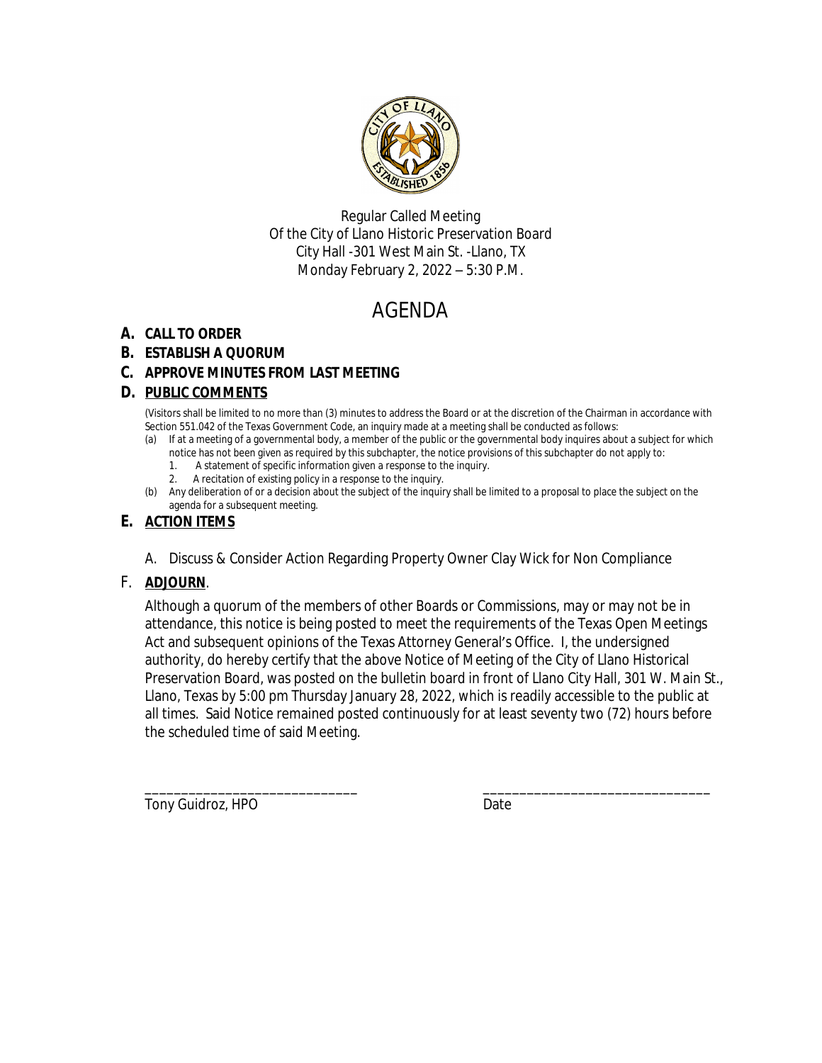Regular Called Meeting
Of the City of Llano Historic Preservation Board
City Hall -301 West Main St. -Llano, TX
Monday February 2, 2022 – 5:30 P.M.

# AGENDA

**A. CALL TO ORDER**

**B. ESTABLISH A QUORUM**

**C. APPROVE MINUTES FROM LAST MEETING**

**D. PUBLIC COMMENTS**

(Visitors shall be limited to no more than (3) minutes to address the Board or at the discretion of the Chairman in accordance with Section 551.042 of the Texas Government Code, an inquiry made at a meeting shall be conducted as follows:

(a) If at a meeting of a governmental body, a member of the public or the governmental body inquires about a subject for which notice has not been given as required by this subchapter, the notice provisions of this subchapter do not apply to:
   1. A statement of specific information given a response to the inquiry.
   2. A recitation of existing policy in a response to the inquiry.

(b) Any deliberation of or a decision about the subject of the inquiry shall be limited to a proposal to place the subject on the agenda for a subsequent meeting.

**E. ACTION ITEMS**

A. Discuss & Consider Action Regarding Property Owner Clay Wick for Non Compliance

F. **ADJOURN**.

Although a quorum of the members of other Boards or Commissions, may or may not be in attendance, this notice is being posted to meet the requirements of the Texas Open Meetings Act and subsequent opinions of the Texas Attorney General's Office. I, the undersigned authority, do hereby certify that the above Notice of Meeting of the City of Llano Historical Preservation Board, was posted on the bulletin board in front of Llano City Hall, 301 W. Main St., Llano, Texas by 5:00 pm Thursday January 28, 2022, which is readily accessible to the public at all times. Said Notice remained posted continuously for at least seventy two (72) hours before the scheduled time of said Meeting.

\_\_\_\_\_\_\_\_\_\_\_\_\_\_\_\_\_\_\_\_\_\_\_\_\_\_\_\_\_ \_\_\_\_\_\_\_\_\_\_\_\_\_\_\_\_\_\_\_\_\_\_\_\_\_\_\_\_\_\_\_
Tony Guidroz, HPO Date